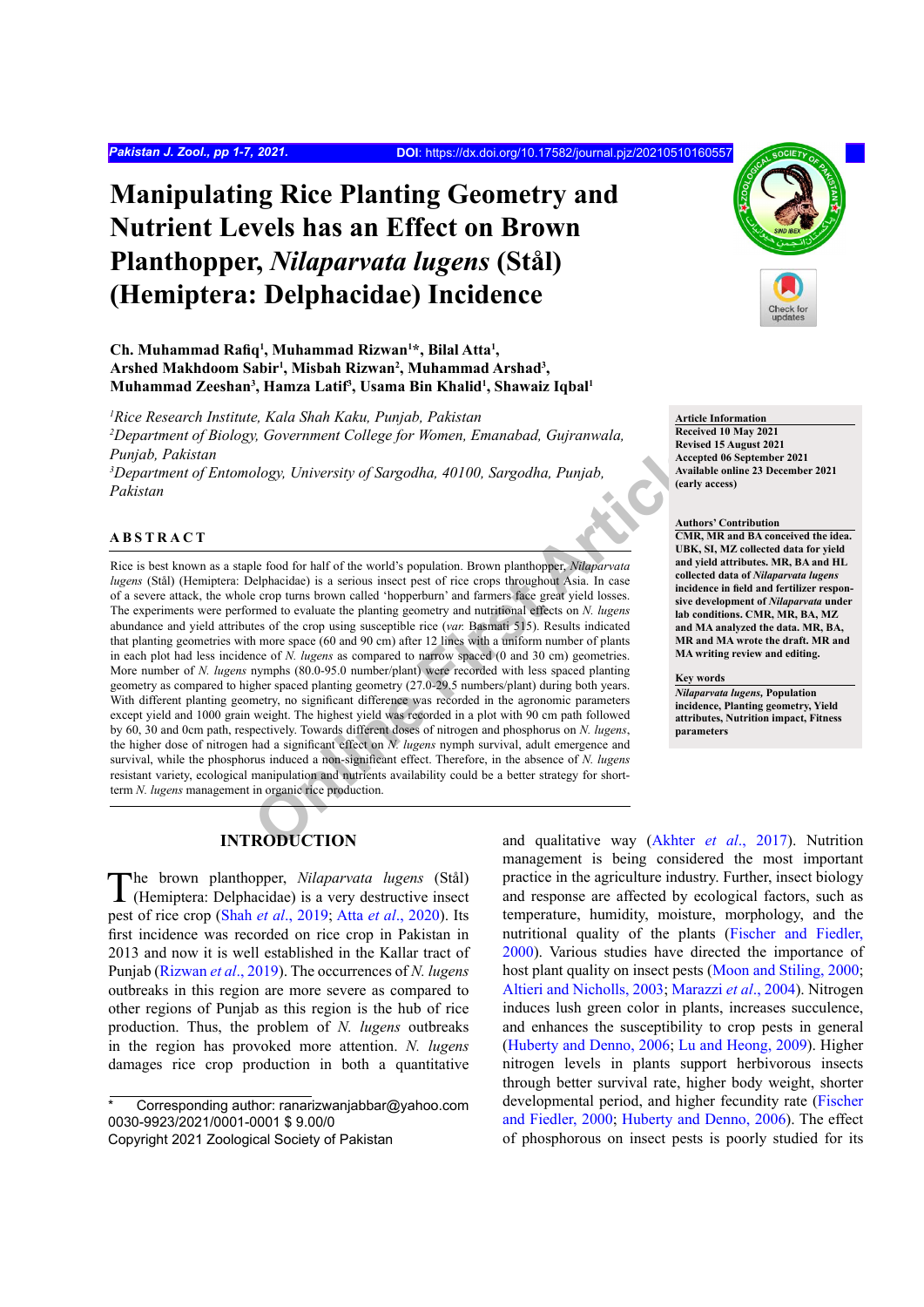# Manipulating Rice Planting Geometry and Nutrient Levels has an Effect on Brown Planthopper, *Nilaparvata lugens* (Stål) (Hemiptera: Delphacidae) Incidence

**Ch. Muhammad Rafiq[1], Muhammad Rizwan[1]*, Bilal Atta[1], Arshed Makhdoom Sabir[1], Misbah Rizwan[2], Muhammad Arshad[3], Muhammad Zeeshan[3], Hamza Latif[3], Usama Bin Khalid[1], Shawaiz Iqbal[1]**

*[1]Rice Research Institute, Kala Shah Kaku, Punjab, Pakistan*
*[2]Department of Biology, Government College for Women, Emanabad, Gujranwala, Punjab, Pakistan*
*[3]Department of Entomology, University of Sargodha, 40100, Sargodha, Punjab, Pakistan*

**Article Information**
**Received 10 May 2021**
**Revised 15 August 2021**
**Accepted 06 September 2021**
**Available online 23 December 2021 (early access)**

**Authors' Contribution**
**CMR, MR and BA conceived the idea. UBK, SI, MZ collected data for yield and yield attributes. MR, BA and HL collected data of *Nilaparvata lugens* incidence in field and fertilizer responsive development of *Nilaparvata* under lab conditions. CMR, MR, BA, MZ and MA analyzed the data. MR, BA, MR and MA wrote the draft. MR and MA writing review and editing.**

**Key words**
***Nilaparvata lugens*, Population incidence, Planting geometry, Yield attributes, Nutrition impact, Fitness parameters**

## ABSTRACT

Rice is best known as a staple food for half of the world's population. Brown planthopper, *Nilaparvata lugens* (Stål) (Hemiptera: Delphacidae) is a serious insect pest of rice crops throughout Asia. In case of a severe attack, the whole crop turns brown called 'hopperburn' and farmers face great yield losses. The experiments were performed to evaluate the planting geometry and nutritional effects on *N. lugens* abundance and yield attributes of the crop using susceptible rice (*var.* Basmati 515). Results indicated that planting geometries with more space (60 and 90 cm) after 12 lines with a uniform number of plants in each plot had less incidence of *N. lugens* as compared to narrow spaced (0 and 30 cm) geometries. More number of *N. lugens* nymphs (80.0-95.0 number/plant) were recorded with less spaced planting geometry as compared to higher spaced planting geometry (27.0-29.5 numbers/plant) during both years. With different planting geometry, no significant difference was recorded in the agronomic parameters except yield and 1000 grain weight. The highest yield was recorded in a plot with 90 cm path followed by 60, 30 and 0cm path, respectively. Towards different doses of nitrogen and phosphorus on *N. lugens*, the higher dose of nitrogen had a significant effect on *N. lugens* nymph survival, adult emergence and survival, while the phosphorus induced a non-significant effect. Therefore, in the absence of *N. lugens* resistant variety, ecological manipulation and nutrients availability could be a better strategy for short-term *N. lugens* management in organic rice production.

## INTRODUCTION

The brown planthopper, *Nilaparvata lugens* (Stål) (Hemiptera: Delphacidae) is a very destructive insect pest of rice crop (Shah *et al*., 2019; Atta *et al*., 2020). Its first incidence was recorded on rice crop in Pakistan in 2013 and now it is well established in the Kallar tract of Punjab (Rizwan *et al*., 2019). The occurrences of *N. lugens* outbreaks in this region are more severe as compared to other regions of Punjab as this region is the hub of rice production. Thus, the problem of *N. lugens* outbreaks in the region has provoked more attention. *N. lugens* damages rice crop production in both a quantitative and qualitative way (Akhter *et al*., 2017). Nutrition management is being considered the most important practice in the agriculture industry. Further, insect biology and response are affected by ecological factors, such as temperature, humidity, moisture, morphology, and the nutritional quality of the plants (Fischer and Fiedler, 2000). Various studies have directed the importance of host plant quality on insect pests (Moon and Stiling, 2000; Altieri and Nicholls, 2003; Marazzi *et al*., 2004). Nitrogen induces lush green color in plants, increases succulence, and enhances the susceptibility to crop pests in general (Huberty and Denno, 2006; Lu and Heong, 2009). Higher nitrogen levels in plants support herbivorous insects through better survival rate, higher body weight, shorter developmental period, and higher fecundity rate (Fischer and Fiedler, 2000; Huberty and Denno, 2006). The effect of phosphorous on insect pests is poorly studied for its

\* Corresponding author: ranarizwanjabbar@yahoo.com
0030-9923/2021/0001-0001 $ 9.00/0
Copyright 2021 Zoological Society of Pakistan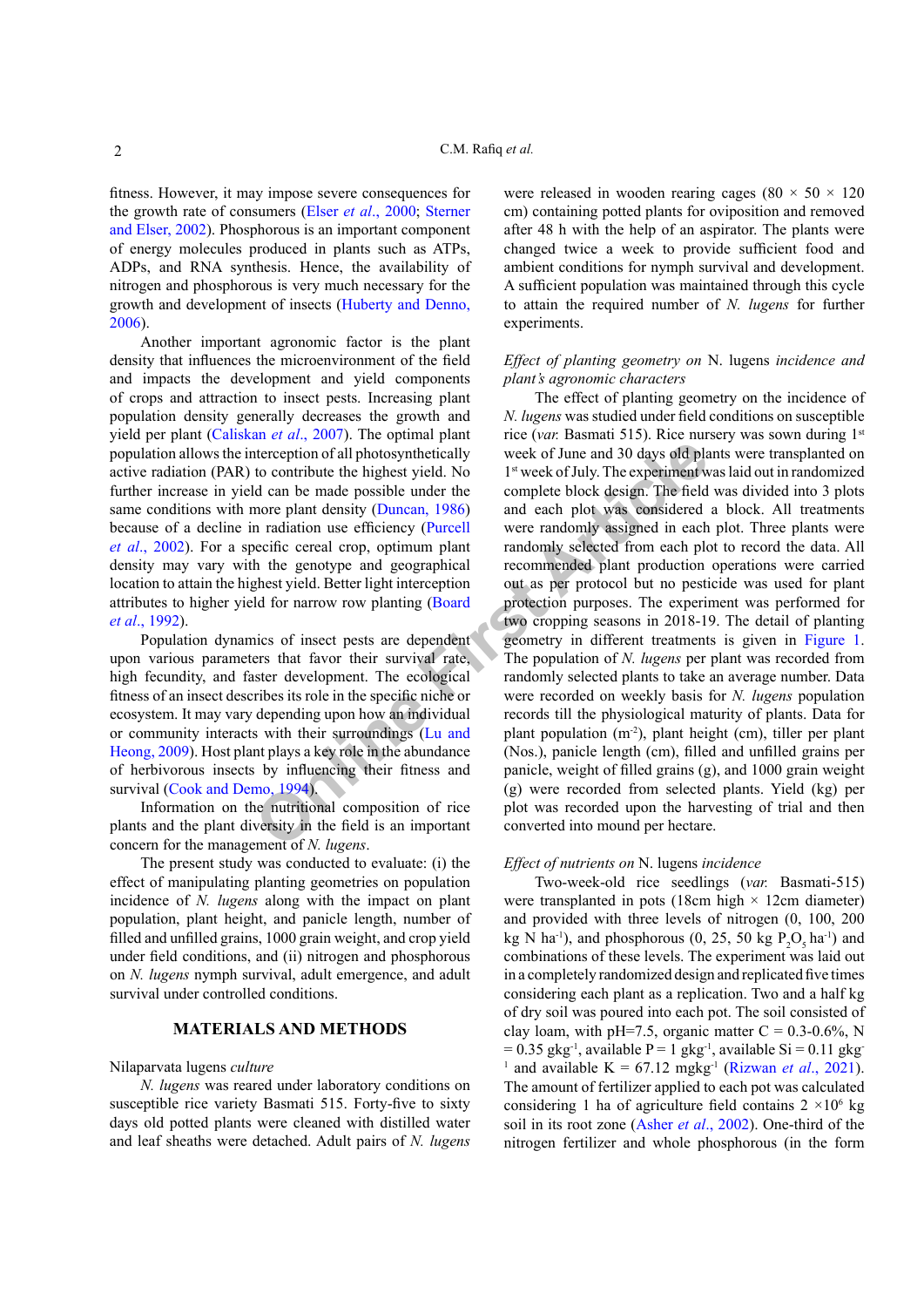fitness. However, it may impose severe consequences for the growth rate of consumers (Elser *et al*., 2000; Sterner and Elser, 2002). Phosphorous is an important component of energy molecules produced in plants such as ATPs, ADPs, and RNA synthesis. Hence, the availability of nitrogen and phosphorous is very much necessary for the growth and development of insects (Huberty and Denno, 2006).

Another important agronomic factor is the plant density that influences the microenvironment of the field and impacts the development and yield components of crops and attraction to insect pests. Increasing plant population density generally decreases the growth and yield per plant (Caliskan *et al*., 2007). The optimal plant population allows the interception of all photosynthetically active radiation (PAR) to contribute the highest yield. No further increase in yield can be made possible under the same conditions with more plant density (Duncan, 1986) because of a decline in radiation use efficiency (Purcell *et al*., 2002). For a specific cereal crop, optimum plant density may vary with the genotype and geographical location to attain the highest yield. Better light interception attributes to higher yield for narrow row planting (Board *et al*., 1992).

Population dynamics of insect pests are dependent upon various parameters that favor their survival rate, high fecundity, and faster development. The ecological fitness of an insect describes its role in the specific niche or ecosystem. It may vary depending upon how an individual or community interacts with their surroundings (Lu and Heong, 2009). Host plant plays a key role in the abundance of herbivorous insects by influencing their fitness and survival (Cook and Demo, 1994).

Information on the nutritional composition of rice plants and the plant diversity in the field is an important concern for the management of *N. lugens*.

The present study was conducted to evaluate: (i) the effect of manipulating planting geometries on population incidence of *N. lugens* along with the impact on plant population, plant height, and panicle length, number of filled and unfilled grains, 1000 grain weight, and crop yield under field conditions, and (ii) nitrogen and phosphorous on *N. lugens* nymph survival, adult emergence, and adult survival under controlled conditions.

## MATERIALS AND METHODS

### *Nilaparvata lugens culture*

*N. lugens* was reared under laboratory conditions on susceptible rice variety Basmati 515. Forty-five to sixty days old potted plants were cleaned with distilled water and leaf sheaths were detached. Adult pairs of *N. lugens* were released in wooden rearing cages (80 × 50 × 120 cm) containing potted plants for oviposition and removed after 48 h with the help of an aspirator. The plants were changed twice a week to provide sufficient food and ambient conditions for nymph survival and development. A sufficient population was maintained through this cycle to attain the required number of *N. lugens* for further experiments.

### *Effect of planting geometry on N. lugens incidence and plant's agronomic characters*

The effect of planting geometry on the incidence of *N. lugens* was studied under field conditions on susceptible rice (*var.* Basmati 515). Rice nursery was sown during 1st week of June and 30 days old plants were transplanted on 1st week of July. The experiment was laid out in randomized complete block design. The field was divided into 3 plots and each plot was considered a block. All treatments were randomly assigned in each plot. Three plants were randomly selected from each plot to record the data. All recommended plant production operations were carried out as per protocol but no pesticide was used for plant protection purposes. The experiment was performed for two cropping seasons in 2018-19. The detail of planting geometry in different treatments is given in Figure 1. The population of *N. lugens* per plant was recorded from randomly selected plants to take an average number. Data were recorded on weekly basis for *N. lugens* population records till the physiological maturity of plants. Data for plant population ($m^{-2}$), plant height (cm), tiller per plant (Nos.), panicle length (cm), filled and unfilled grains per panicle, weight of filled grains (g), and 1000 grain weight (g) were recorded from selected plants. Yield (kg) per plot was recorded upon the harvesting of trial and then converted into mound per hectare.

### *Effect of nutrients on N. lugens incidence*

Two-week-old rice seedlings (*var.* Basmati-515) were transplanted in pots (18cm high × 12cm diameter) and provided with three levels of nitrogen (0, 100, 200 kg N $ha^{-1}$), and phosphorous (0, 25, 50 kg $P_2O_5$ $ha^{-1}$) and combinations of these levels. The experiment was laid out in a completely randomized design and replicated five times considering each plant as a replication. Two and a half kg of dry soil was poured into each pot. The soil consisted of clay loam, with pH=7.5, organic matter C = 0.3-0.6%, N = 0.35 $gkg^{-1}$, available P = 1 $gkg^{-1}$, available Si = 0.11 $gkg^{-1}$ and available K = 67.12 $mgkg^{-1}$ (Rizwan *et al*., 2021). The amount of fertilizer applied to each pot was calculated considering 1 ha of agriculture field contains $2 \times 10^6$ kg soil in its root zone (Asher *et al*., 2002). One-third of the nitrogen fertilizer and whole phosphorous (in the form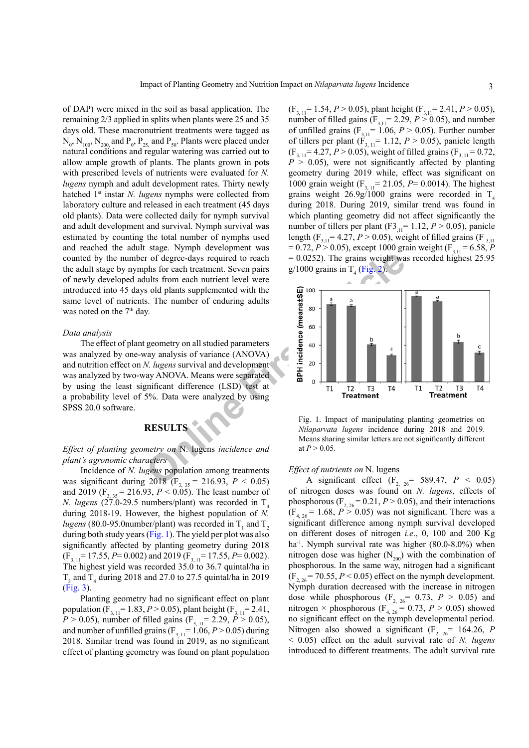of DAP) were mixed in the soil as basal application. The remaining 2/3 applied in splits when plants were 25 and 35 days old. These macronutrient treatments were tagged as $N_0$, $N_{100}$, $N_{200}$, and $P_0$, $P_{25}$, and $P_{50}$. Plants were placed under natural conditions and regular watering was carried out to allow ample growth of plants. The plants grown in pots with prescribed levels of nutrients were evaluated for *N. lugens* nymph and adult development rates. Thirty newly hatched 1st instar *N. lugens* nymphs were collected from laboratory culture and released in each treatment (45 days old plants). Data were collected daily for nymph survival and adult development and survival. Nymph survival was estimated by counting the total number of nymphs used and reached the adult stage. Nymph development was counted by the number of degree-days required to reach the adult stage by nymphs for each treatment. Seven pairs of newly developed adults from each nutrient level were introduced into 45 days old plants supplemented with the same level of nutrients. The number of enduring adults was noted on the 7th day.

*Data analysis*

The effect of plant geometry on all studied parameters was analyzed by one-way analysis of variance (ANOVA) and nutrition effect on *N. lugens* survival and development was analyzed by two-way ANOVA. Means were separated by using the least significant difference (LSD) test at a probability level of 5%. Data were analyzed by using SPSS 20.0 software.

## RESULTS

*Effect of planting geometry on* N. lugens *incidence and plant's agronomic characters*

Incidence of *N. lugens* population among treatments was significant during 2018 ($F_{3, 35}$ = 216.93, $P < 0.05$) and 2019 ($F_{3, 35}$ = 216.93, $P < 0.05$). The least number of *N. lugens* (27.0-29.5 numbers/plant) was recorded in $T_4$ during 2018-19. However, the highest population of *N. lugens* (80.0-95.0number/plant) was recorded in $T_1$ and $T_2$ during both study years (Fig. 1). The yield per plot was also significantly affected by planting geometry during 2018 ($F_{3, 11}$= 17.55, $P$= 0.002) and 2019 ($F_{3, 11}$= 17.55, $P$= 0.002). The highest yield was recorded 35.0 to 36.7 quintal/ha in $T_3$ and $T_4$ during 2018 and 27.0 to 27.5 quintal/ha in 2019 (Fig. 3).

Planting geometry had no significant effect on plant population ($F_{3, 11}$= 1.83, $P > 0.05$), plant height ($F_{3, 11}$= 2.41, $P > 0.05$), number of filled gains ($F_{3, 11}$= 2.29, $P > 0.05$), and number of unfilled grains ($F_{3, 11}$= 1.06, $P > 0.05$) during 2018. Similar trend was found in 2019, as no significant effect of planting geometry was found on plant population ($F_{3, 11}$= 1.54, $P > 0.05$), plant height ($F_{3,11}$= 2.41, $P > 0.05$), number of filled gains ($F_{3,11}$= 2.29, $P > 0.05$), and number of unfilled grains ($F_{3,11}$= 1.06, $P > 0.05$). Further number of tillers per plant ($F_{3, 11}$= 1.12, $P > 0.05$), panicle length ($F_{3, 11}$= 4.27, $P > 0.05$), weight of filled grains ($F_{3, 11}$= 0.72, $P > 0.05$), were not significantly affected by planting geometry during 2019 while, effect was significant on 1000 grain weight ($F_{3, 11}$= 21.05, $P$= 0.0014). The highest grains weight 26.9g/1000 grains were recorded in $T_4$ during 2018. During 2019, similar trend was found in which planting geometry did not affect significantly the number of tillers per plant ($F_{3,11}$= 1.12, $P > 0.05$), panicle length ($F_{3,11}$= 4.27, $P > 0.05$), weight of filled grains ($F_{3,11}$ = 0.72, $P > 0.05$), except 1000 grain weight ($F_{3,11}$ = 6.58, $P$ = 0.0252). The grains weight was recorded highest 25.95 g/1000 grains in $T_4$ (Fig. 2).

Fig. 1. Impact of manipulating planting geometries on *Nilaparvata lugens* incidence during 2018 and 2019. Means sharing similar letters are not significantly different at $P > 0.05$.

*Effect of nutrients on* N. lugens

A significant effect ($F_{2, 26}$= 589.47, $P < 0.05$) of nitrogen doses was found on *N. lugens*, effects of phosphorous ($F_{2, 26}$ = 0.21, $P > 0.05$), and their interactions ($F_{4, 26}$ = 1.68, $P > 0.05$) was not significant. There was a significant difference among nymph survival developed on different doses of nitrogen *i.e.*, 0, 100 and 200 Kg ha$^{-1}$. Nymph survival rate was higher (80.0-8.0%) when nitrogen dose was higher ($N_{200}$) with the combination of phosphorous. In the same way, nitrogen had a significant ($F_{2, 26}$ = 70.55, $P < 0.05$) effect on the nymph development. Nymph duration decreased with the increase in nitrogen dose while phosphorous ($F_{2, 26}$= 0.73, $P > 0.05$) and nitrogen × phosphorous ($F_{4, 26}$ = 0.73, $P > 0.05$) showed no significant effect on the nymph developmental period. Nitrogen also showed a significant ($F_{2, 26}$= 164.26, $P < 0.05$) effect on the adult survival rate of *N. lugens* introduced to different treatments. The adult survival rate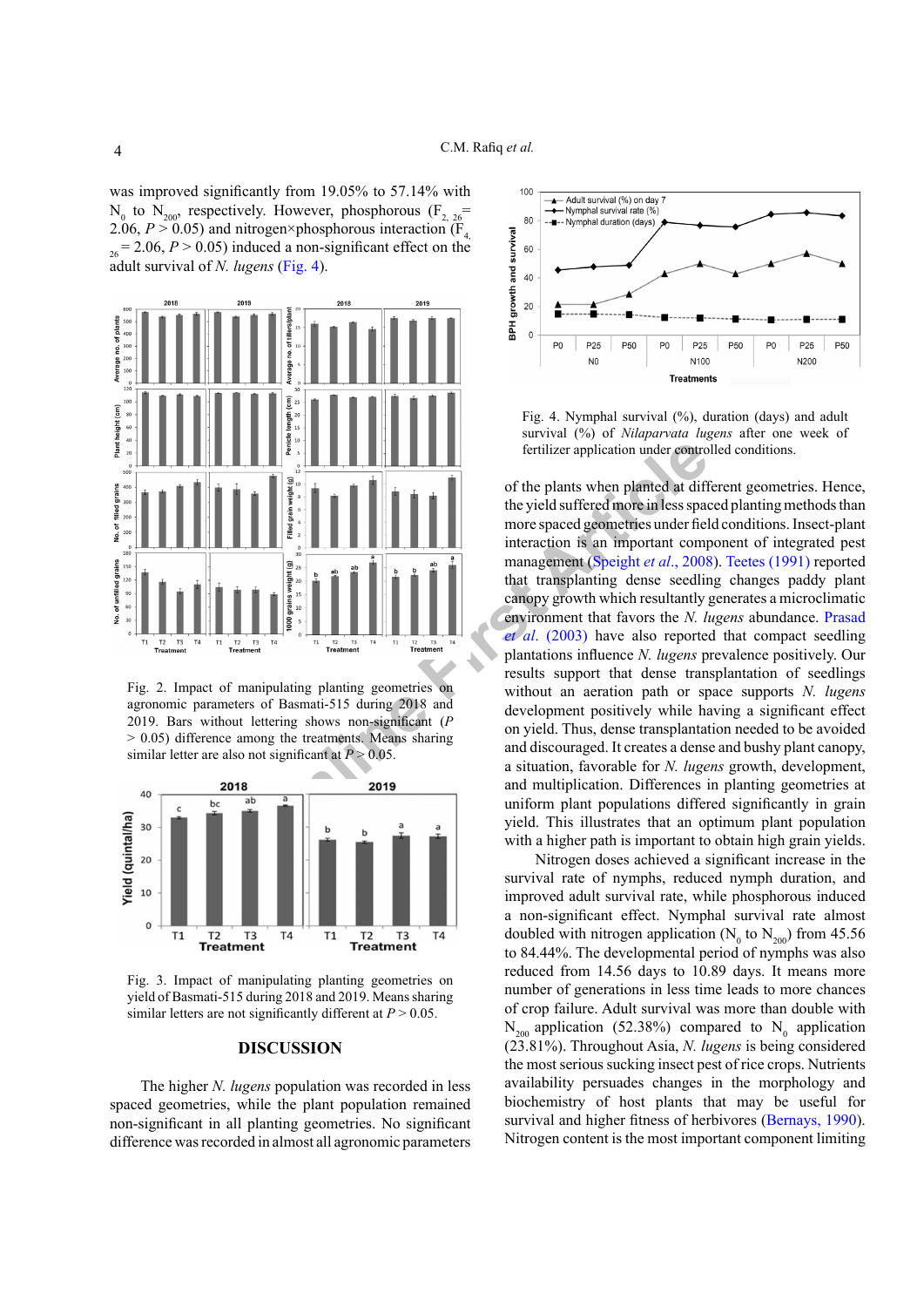was improved significantly from 19.05% to 57.14% with $N_0$ to $N_{200}$, respectively. However, phosphorous ($F_{2, 26}$= 2.06, $P > 0.05$) and nitrogen×phosphorous interaction ($F_{4, 26}$ = 2.06, $P > 0.05$) induced a non-significant effect on the adult survival of *N. lugens* (Fig. 4).

Fig. 2. Impact of manipulating planting geometries on agronomic parameters of Basmati-515 during 2018 and 2019. Bars without lettering shows non-significant ($P > 0.05$) difference among the treatments. Means sharing similar letter are also not significant at $P > 0.05$.

Fig. 3. Impact of manipulating planting geometries on yield of Basmati-515 during 2018 and 2019. Means sharing similar letters are not significantly different at $P > 0.05$.

## DISCUSSION

The higher *N. lugens* population was recorded in less spaced geometries, while the plant population remained non-significant in all planting geometries. No significant difference was recorded in almost all agronomic parameters

Fig. 4. Nymphal survival (%), duration (days) and adult survival (%) of *Nilaparvata lugens* after one week of fertilizer application under controlled conditions.

of the plants when planted at different geometries. Hence, the yield suffered more in less spaced planting methods than more spaced geometries under field conditions. Insect-plant interaction is an important component of integrated pest management (Speight *et al*., 2008). Teetes (1991) reported that transplanting dense seedling changes paddy plant canopy growth which resultantly generates a microclimatic environment that favors the *N. lugens* abundance. Prasad *et al*. (2003) have also reported that compact seedling plantations influence *N. lugens* prevalence positively. Our results support that dense transplantation of seedlings without an aeration path or space supports *N. lugens* development positively while having a significant effect on yield. Thus, dense transplantation needed to be avoided and discouraged. It creates a dense and bushy plant canopy, a situation, favorable for *N. lugens* growth, development, and multiplication. Differences in planting geometries at uniform plant populations differed significantly in grain yield. This illustrates that an optimum plant population with a higher path is important to obtain high grain yields.

Nitrogen doses achieved a significant increase in the survival rate of nymphs, reduced nymph duration, and improved adult survival rate, while phosphorous induced a non-significant effect. Nymphal survival rate almost doubled with nitrogen application ($N_0$ to $N_{200}$) from 45.56 to 84.44%. The developmental period of nymphs was also reduced from 14.56 days to 10.89 days. It means more number of generations in less time leads to more chances of crop failure. Adult survival was more than double with $N_{200}$ application (52.38%) compared to $N_0$ application (23.81%). Throughout Asia, *N. lugens* is being considered the most serious sucking insect pest of rice crops. Nutrients availability persuades changes in the morphology and biochemistry of host plants that may be useful for survival and higher fitness of herbivores (Bernays, 1990). Nitrogen content is the most important component limiting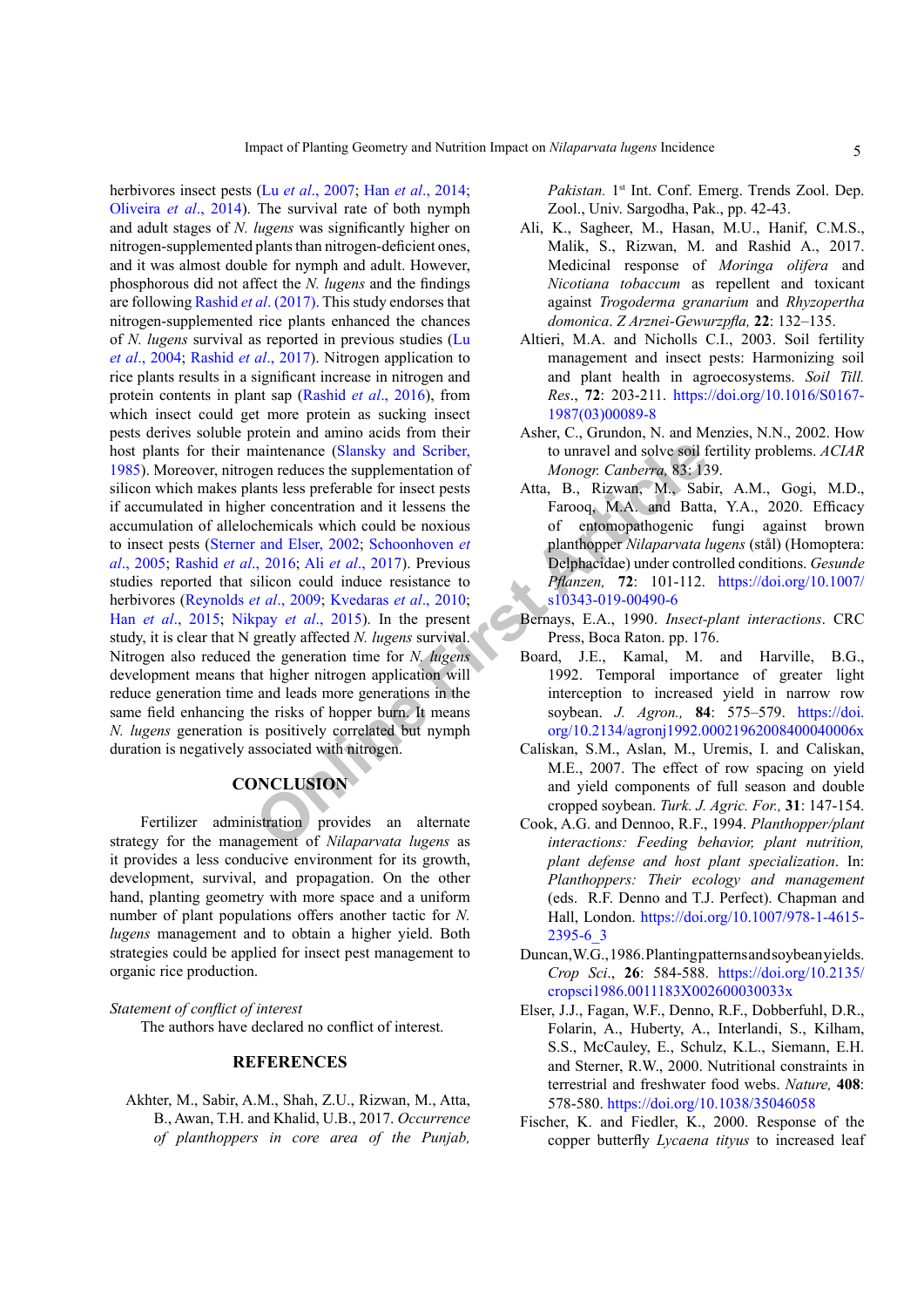herbivores insect pests (Lu *et al*., 2007; Han *et al*., 2014; Oliveira *et al*., 2014). The survival rate of both nymph and adult stages of *N. lugens* was significantly higher on nitrogen-supplemented plants than nitrogen-deficient ones, and it was almost double for nymph and adult. However, phosphorous did not affect the *N. lugens* and the findings are following Rashid *et al*. (2017). This study endorses that nitrogen-supplemented rice plants enhanced the chances of *N. lugens* survival as reported in previous studies (Lu *et al*., 2004; Rashid *et al*., 2017). Nitrogen application to rice plants results in a significant increase in nitrogen and protein contents in plant sap (Rashid *et al*., 2016), from which insect could get more protein as sucking insect pests derives soluble protein and amino acids from their host plants for their maintenance (Slansky and Scriber, 1985). Moreover, nitrogen reduces the supplementation of silicon which makes plants less preferable for insect pests if accumulated in higher concentration and it lessens the accumulation of allelochemicals which could be noxious to insect pests (Sterner and Elser, 2002; Schoonhoven *et al*., 2005; Rashid *et al*., 2016; Ali *et al*., 2017). Previous studies reported that silicon could induce resistance to herbivores (Reynolds *et al*., 2009; Kvedaras *et al*., 2010; Han *et al*., 2015; Nikpay *et al*., 2015). In the present study, it is clear that N greatly affected *N. lugens* survival. Nitrogen also reduced the generation time for *N. lugens* development means that higher nitrogen application will reduce generation time and leads more generations in the same field enhancing the risks of hopper burn. It means *N. lugens* generation is positively correlated but nymph duration is negatively associated with nitrogen.

## CONCLUSION

Fertilizer administration provides an alternate strategy for the management of *Nilaparvata lugens* as it provides a less conducive environment for its growth, development, survival, and propagation. On the other hand, planting geometry with more space and a uniform number of plant populations offers another tactic for *N. lugens* management and to obtain a higher yield. Both strategies could be applied for insect pest management to organic rice production.

*Statement of conflict of interest*

The authors have declared no conflict of interest.

## REFERENCES

Akhter, M., Sabir, A.M., Shah, Z.U., Rizwan, M., Atta, B., Awan, T.H. and Khalid, U.B., 2017. *Occurrence of planthoppers in core area of the Punjab, Pakistan.* 1st Int. Conf. Emerg. Trends Zool. Dep. Zool., Univ. Sargodha, Pak., pp. 42-43.

Ali, K., Sagheer, M., Hasan, M.U., Hanif, C.M.S., Malik, S., Rizwan, M. and Rashid A., 2017. Medicinal response of *Moringa olifera* and *Nicotiana tobaccum* as repellent and toxicant against *Trogoderma granarium* and *Rhyzopertha domonica*. *Z Arznei-Gewurzpfla,* **22**: 132–135.

Altieri, M.A. and Nicholls C.I., 2003. Soil fertility management and insect pests: Harmonizing soil and plant health in agroecosystems. *Soil Till. Res*., **72**: 203-211. https://doi.org/10.1016/S0167-1987(03)00089-8

Asher, C., Grundon, N. and Menzies, N.N., 2002. How to unravel and solve soil fertility problems. *ACIAR Monogr. Canberra,* 83: 139.

Atta, B., Rizwan, M., Sabir, A.M., Gogi, M.D., Farooq, M.A. and Batta, Y.A., 2020. Efficacy of entomopathogenic fungi against brown planthopper *Nilaparvata lugens* (stål) (Homoptera: Delphacidae) under controlled conditions. *Gesunde Pflanzen,* **72**: 101-112. https://doi.org/10.1007/s10343-019-00490-6

Bernays, E.A., 1990. *Insect-plant interactions*. CRC Press, Boca Raton. pp. 176.

Board, J.E., Kamal, M. and Harville, B.G., 1992. Temporal importance of greater light interception to increased yield in narrow row soybean. *J. Agron.,* **84**: 575–579. https://doi.org/10.2134/agronj1992.00021962008400040006x

Caliskan, S.M., Aslan, M., Uremis, I. and Caliskan, M.E., 2007. The effect of row spacing on yield and yield components of full season and double cropped soybean. *Turk. J. Agric. For.,* **31**: 147-154.

Cook, A.G. and Dennoo, R.F., 1994. *Planthopper/plant interactions: Feeding behavior, plant nutrition, plant defense and host plant specialization*. In: *Planthoppers: Their ecology and management* (eds. R.F. Denno and T.J. Perfect). Chapman and Hall, London. https://doi.org/10.1007/978-1-4615-2395-6_3

Duncan, W.G., 1986. Planting patterns and soybean yields. *Crop Sci*., **26**: 584-588. https://doi.org/10.2135/cropsci1986.0011183X002600030033x

Elser, J.J., Fagan, W.F., Denno, R.F., Dobberfuhl, D.R., Folarin, A., Huberty, A., Interlandi, S., Kilham, S.S., McCauley, E., Schulz, K.L., Siemann, E.H. and Sterner, R.W., 2000. Nutritional constraints in terrestrial and freshwater food webs. *Nature,* **408**: 578-580. https://doi.org/10.1038/35046058

Fischer, K. and Fiedler, K., 2000. Response of the copper butterfly *Lycaena tityus* to increased leaf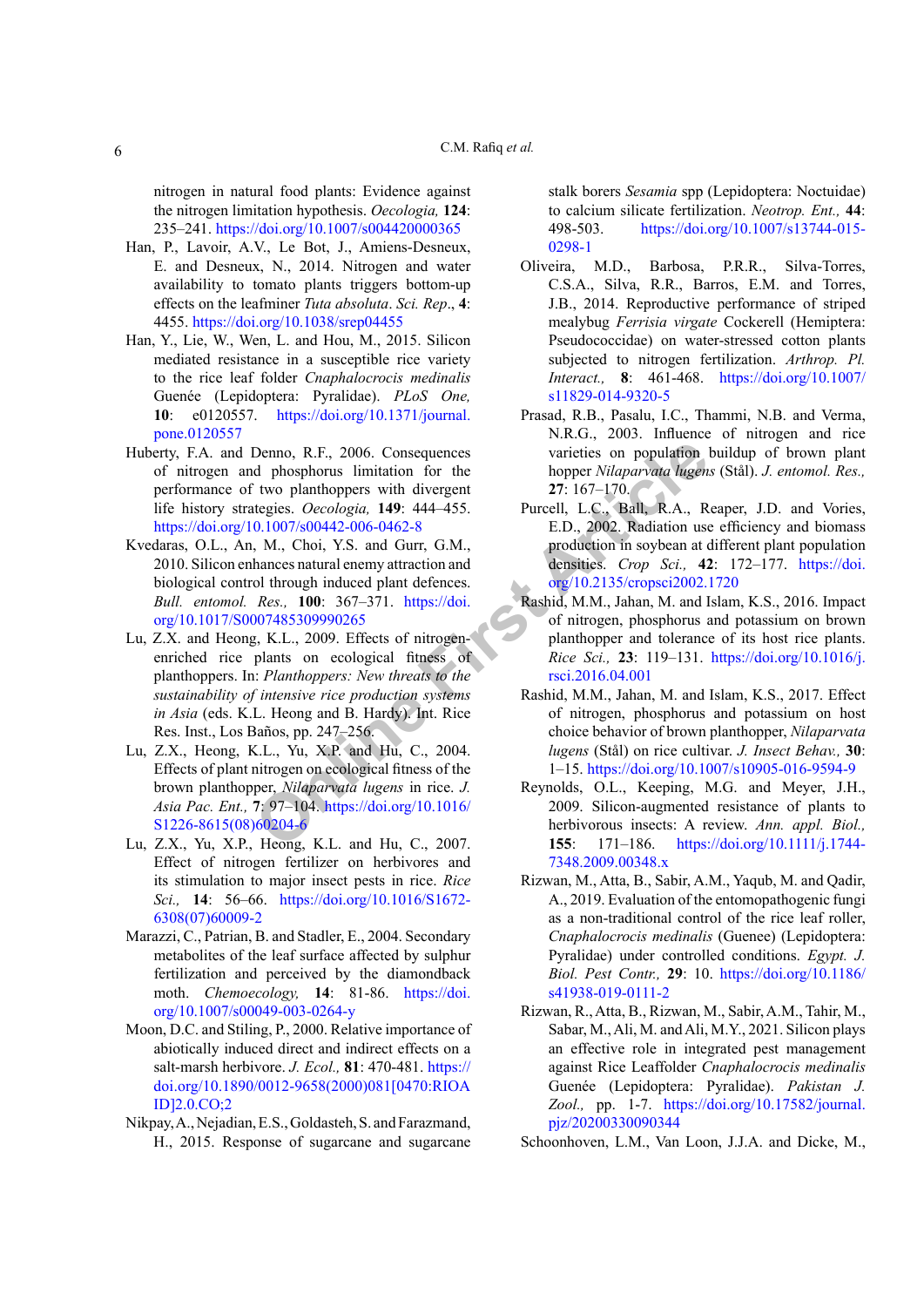nitrogen in natural food plants: Evidence against the nitrogen limitation hypothesis. *Oecologia,* **124**: 235–241. https://doi.org/10.1007/s004420000365

Han, P., Lavoir, A.V., Le Bot, J., Amiens-Desneux, E. and Desneux, N., 2014. Nitrogen and water availability to tomato plants triggers bottom-up effects on the leafminer *Tuta absoluta*. *Sci. Rep*., **4**: 4455. https://doi.org/10.1038/srep04455

Han, Y., Lie, W., Wen, L. and Hou, M., 2015. Silicon mediated resistance in a susceptible rice variety to the rice leaf folder *Cnaphalocrocis medinalis* Guenée (Lepidoptera: Pyralidae). *PLoS One,* **10**: e0120557. https://doi.org/10.1371/journal.pone.0120557

Huberty, F.A. and Denno, R.F., 2006. Consequences of nitrogen and phosphorus limitation for the performance of two planthoppers with divergent life history strategies. *Oecologia,* **149**: 444–455. https://doi.org/10.1007/s00442-006-0462-8

Kvedaras, O.L., An, M., Choi, Y.S. and Gurr, G.M., 2010. Silicon enhances natural enemy attraction and biological control through induced plant defences. *Bull. entomol. Res.,* **100**: 367–371. https://doi.org/10.1017/S0007485309990265

Lu, Z.X. and Heong, K.L., 2009. Effects of nitrogen-enriched rice plants on ecological fitness of planthoppers. In: *Planthoppers: New threats to the sustainability of intensive rice production systems in Asia* (eds. K.L. Heong and B. Hardy). Int. Rice Res. Inst., Los Baños, pp. 247–256.

Lu, Z.X., Heong, K.L., Yu, X.P. and Hu, C., 2004. Effects of plant nitrogen on ecological fitness of the brown planthopper, *Nilaparvata lugens* in rice. *J. Asia Pac. Ent.,* **7**: 97–104. https://doi.org/10.1016/S1226-8615(08)60204-6

Lu, Z.X., Yu, X.P., Heong, K.L. and Hu, C., 2007. Effect of nitrogen fertilizer on herbivores and its stimulation to major insect pests in rice. *Rice Sci.,* **14**: 56–66. https://doi.org/10.1016/S1672-6308(07)60009-2

Marazzi, C., Patrian, B. and Stadler, E., 2004. Secondary metabolites of the leaf surface affected by sulphur fertilization and perceived by the diamondback moth. *Chemoecology,* **14**: 81-86. https://doi.org/10.1007/s00049-003-0264-y

Moon, D.C. and Stiling, P., 2000. Relative importance of abiotically induced direct and indirect effects on a salt-marsh herbivore. *J. Ecol.,* **81**: 470-481. https://doi.org/10.1890/0012-9658(2000)081[0470:RIOAID]2.0.CO;2

Nikpay, A., Nejadian, E.S., Goldasteh, S. and Farazmand, H., 2015. Response of sugarcane and sugarcane stalk borers *Sesamia* spp (Lepidoptera: Noctuidae) to calcium silicate fertilization. *Neotrop. Ent.,* **44**: 498-503. https://doi.org/10.1007/s13744-015-0298-1

Oliveira, M.D., Barbosa, P.R.R., Silva-Torres, C.S.A., Silva, R.R., Barros, E.M. and Torres, J.B., 2014. Reproductive performance of striped mealybug *Ferrisia virgate* Cockerell (Hemiptera: Pseudococcidae) on water-stressed cotton plants subjected to nitrogen fertilization. *Arthrop. Pl. Interact.,* **8**: 461-468. https://doi.org/10.1007/s11829-014-9320-5

Prasad, R.B., Pasalu, I.C., Thammi, N.B. and Verma, N.R.G., 2003. Influence of nitrogen and rice varieties on population buildup of brown plant hopper *Nilaparvata lugens* (Stål). *J. entomol. Res.,* **27**: 167–170.

Purcell, L.C., Ball, R.A., Reaper, J.D. and Vories, E.D., 2002. Radiation use efficiency and biomass production in soybean at different plant population densities. *Crop Sci.,* **42**: 172–177. https://doi.org/10.2135/cropsci2002.1720

Rashid, M.M., Jahan, M. and Islam, K.S., 2016. Impact of nitrogen, phosphorus and potassium on brown planthopper and tolerance of its host rice plants. *Rice Sci.,* **23**: 119–131. https://doi.org/10.1016/j.rsci.2016.04.001

Rashid, M.M., Jahan, M. and Islam, K.S., 2017. Effect of nitrogen, phosphorus and potassium on host choice behavior of brown planthopper, *Nilaparvata lugens* (Stål) on rice cultivar. *J. Insect Behav.,* **30**: 1–15. https://doi.org/10.1007/s10905-016-9594-9

Reynolds, O.L., Keeping, M.G. and Meyer, J.H., 2009. Silicon-augmented resistance of plants to herbivorous insects: A review. *Ann. appl. Biol.,* **155**: 171–186. https://doi.org/10.1111/j.1744-7348.2009.00348.x

Rizwan, M., Atta, B., Sabir, A.M., Yaqub, M. and Qadir, A., 2019. Evaluation of the entomopathogenic fungi as a non-traditional control of the rice leaf roller, *Cnaphalocrocis medinalis* (Guenee) (Lepidoptera: Pyralidae) under controlled conditions. *Egypt. J. Biol. Pest Contr.,* **29**: 10. https://doi.org/10.1186/s41938-019-0111-2

Rizwan, R., Atta, B., Rizwan, M., Sabir, A.M., Tahir, M., Sabar, M., Ali, M. and Ali, M.Y., 2021. Silicon plays an effective role in integrated pest management against Rice Leaffolder *Cnaphalocrocis medinalis* Guenée (Lepidoptera: Pyralidae). *Pakistan J. Zool.,* pp. 1-7. https://doi.org/10.17582/journal.pjz/20200330090344

Schoonhoven, L.M., Van Loon, J.J.A. and Dicke, M.,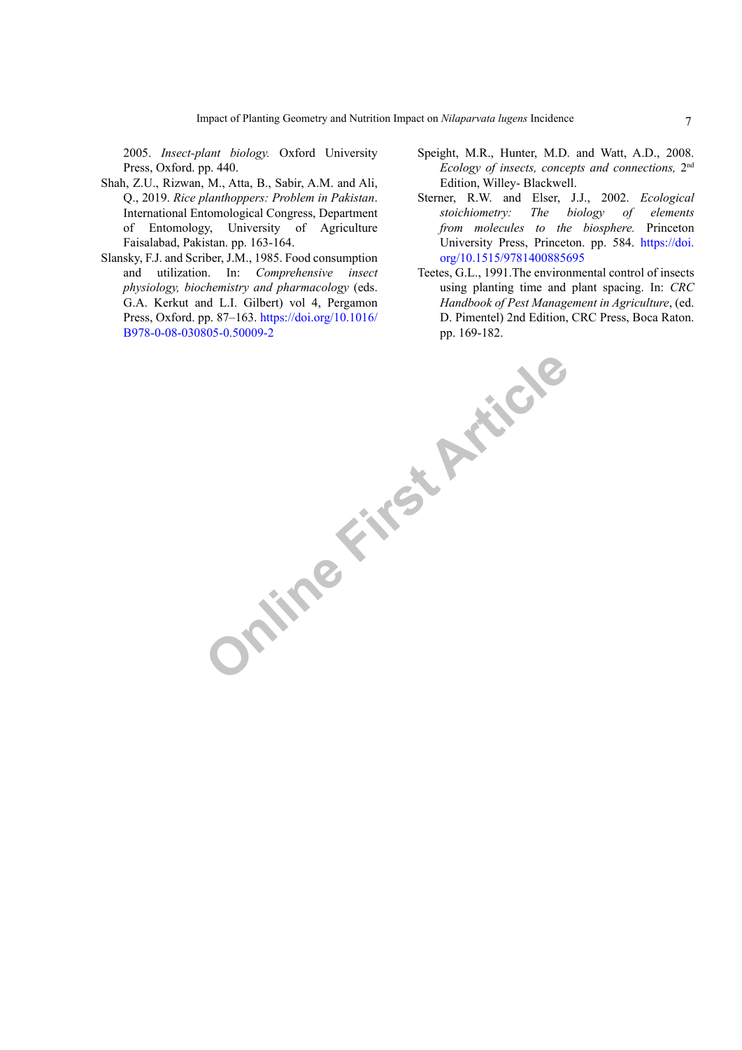2005. *Insect-plant biology.* Oxford University Press, Oxford. pp. 440.

Shah, Z.U., Rizwan, M., Atta, B., Sabir, A.M. and Ali, Q., 2019. *Rice planthoppers: Problem in Pakistan*. International Entomological Congress, Department of Entomology, University of Agriculture Faisalabad, Pakistan. pp. 163-164.

Slansky, F.J. and Scriber, J.M., 1985. Food consumption and utilization. In: *Comprehensive insect physiology, biochemistry and pharmacology* (eds. G.A. Kerkut and L.I. Gilbert) vol 4, Pergamon Press, Oxford. pp. 87–163. https://doi.org/10.1016/B978-0-08-030805-0.50009-2

Speight, M.R., Hunter, M.D. and Watt, A.D., 2008. *Ecology of insects, concepts and connections,* 2nd Edition, Willey- Blackwell.

Sterner, R.W. and Elser, J.J., 2002. *Ecological stoichiometry: The biology of elements from molecules to the biosphere.* Princeton University Press, Princeton. pp. 584. https://doi.org/10.1515/9781400885695

Teetes, G.L., 1991.The environmental control of insects using planting time and plant spacing. In: *CRC Handbook of Pest Management in Agriculture*, (ed. D. Pimentel) 2nd Edition, CRC Press, Boca Raton. pp. 169-182.